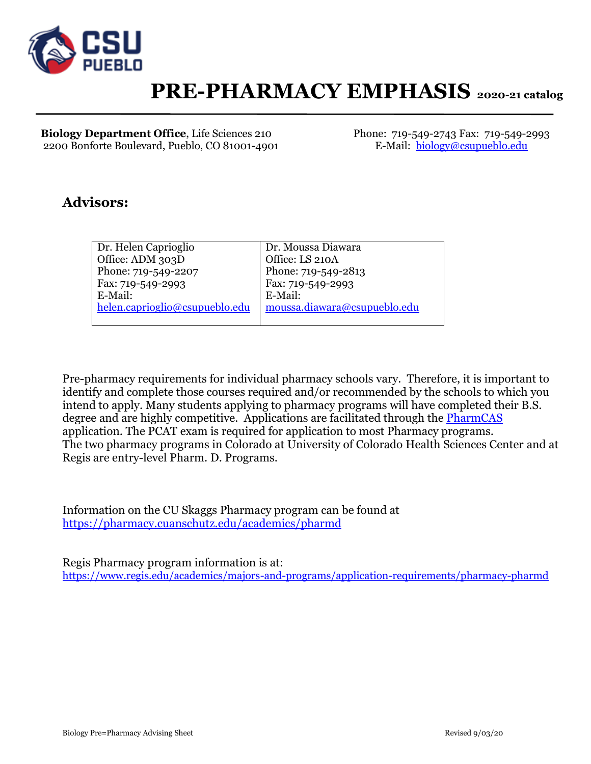# PRE-PHARMACY EMPHASIS 2020-21 catalog

**Biology Department Office**, Life Sciences 210
2200 Bonforte Boulevard, Pueblo, CO 81001-4901

Phone: 719-549-2743 Fax: 719-549-2993
E-Mail: biology@csupueblo.edu

## Advisors:

| Dr. Helen Caprioglio | Dr. Moussa Diawara |
|---|---|
| Office: ADM 303D | Office: LS 210A |
| Phone: 719-549-2207 | Phone: 719-549-2813 |
| Fax: 719-549-2993 | Fax: 719-549-2993 |
| E-Mail: helen.caprioglio@csupueblo.edu | E-Mail: moussa.diawara@csupueblo.edu |

Pre-pharmacy requirements for individual pharmacy schools vary. Therefore, it is important to identify and complete those courses required and/or recommended by the schools to which you intend to apply. Many students applying to pharmacy programs will have completed their B.S. degree and are highly competitive. Applications are facilitated through the PharmCAS application. The PCAT exam is required for application to most Pharmacy programs. The two pharmacy programs in Colorado at University of Colorado Health Sciences Center and at Regis are entry-level Pharm. D. Programs.

Information on the CU Skaggs Pharmacy program can be found at https://pharmacy.cuanschutz.edu/academics/pharmd

Regis Pharmacy program information is at:
https://www.regis.edu/academics/majors-and-programs/application-requirements/pharmacy-pharmd

Biology Pre=Pharmacy Advising Sheet

Revised 9/03/20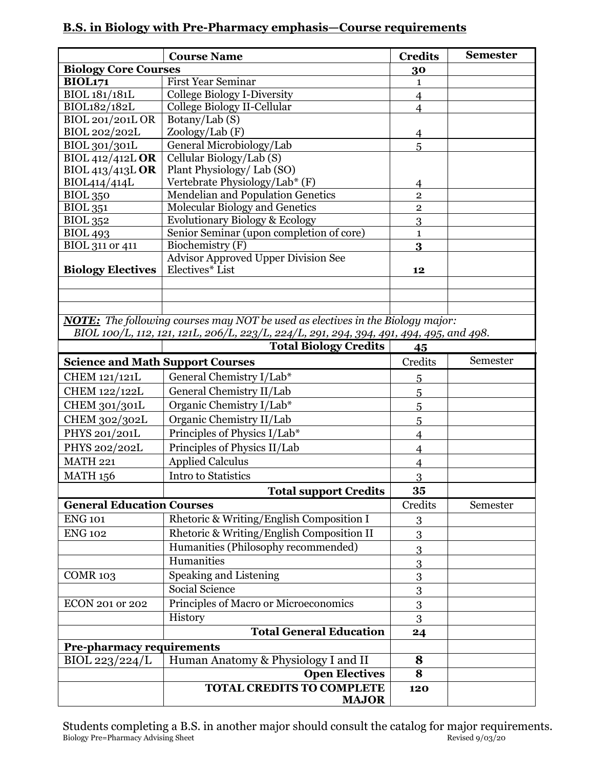## B.S. in Biology with Pre-Pharmacy emphasis—Course requirements

| | Course Name | Credits | Semester |
|---|---|---|---|
| **Biology Core Courses** | | **30** | |
| **BIOL171** | First Year Seminar | 1 | |
| BIOL 181/181L | College Biology I-Diversity | 4 | |
| BIOL182/182L | College Biology II-Cellular | 4 | |
| BIOL 201/201L OR BIOL 202/202L | Botany/Lab (S) Zoology/Lab (F) | 4 | |
| BIOL 301/301L | General Microbiology/Lab | 5 | |
| BIOL 412/412L **OR** BIOL 413/413L **OR** BIOL414/414L | Cellular Biology/Lab (S) Plant Physiology/ Lab (SO) Vertebrate Physiology/Lab* (F) | 4 | |
| BIOL 350 | Mendelian and Population Genetics | 2 | |
| BIOL 351 | Molecular Biology and Genetics | 2 | |
| BIOL 352 | Evolutionary Biology & Ecology | 3 | |
| BIOL 493 | Senior Seminar (upon completion of core) | 1 | |
| BIOL 311 or 411 | Biochemistry (F) | **3** | |
| **Biology Electives** | Advisor Approved Upper Division See Electives* List | **12** | |
| | | | |
| | | | |
| | | | |
| ***NOTE:*** *The following courses may NOT be used as electives in the Biology major: BIOL 100/L, 112, 121, 121L, 206/L, 223/L, 224/L, 291, 294, 394, 491, 494, 495, and 498.* | | | |
| | **Total Biology Credits** | **45** | |
| **Science and Math Support Courses** | | Credits | Semester |
| CHEM 121/121L | General Chemistry I/Lab* | 5 | |
| CHEM 122/122L | General Chemistry II/Lab | 5 | |
| CHEM 301/301L | Organic Chemistry I/Lab* | 5 | |
| CHEM 302/302L | Organic Chemistry II/Lab | 5 | |
| PHYS 201/201L | Principles of Physics I/Lab* | 4 | |
| PHYS 202/202L | Principles of Physics II/Lab | 4 | |
| MATH 221 | Applied Calculus | 4 | |
| MATH 156 | Intro to Statistics | 3 | |
| | **Total support Credits** | **35** | |
| **General Education Courses** | | Credits | Semester |
| ENG 101 | Rhetoric & Writing/English Composition I | 3 | |
| ENG 102 | Rhetoric & Writing/English Composition II | 3 | |
| | Humanities (Philosophy recommended) | 3 | |
| | Humanities | 3 | |
| COMR 103 | Speaking and Listening | 3 | |
| | Social Science | 3 | |
| ECON 201 or 202 | Principles of Macro or Microeconomics | 3 | |
| | History | 3 | |
| | **Total General Education** | **24** | |
| **Pre-pharmacy requirements** | | | |
| BIOL 223/224/L | Human Anatomy & Physiology I and II | **8** | |
| | **Open Electives** | **8** | |
| | **TOTAL CREDITS TO COMPLETE MAJOR** | **120** | |

Students completing a B.S. in another major should consult the catalog for major requirements.

Biology Pre=Pharmacy Advising Sheet — Revised 9/03/20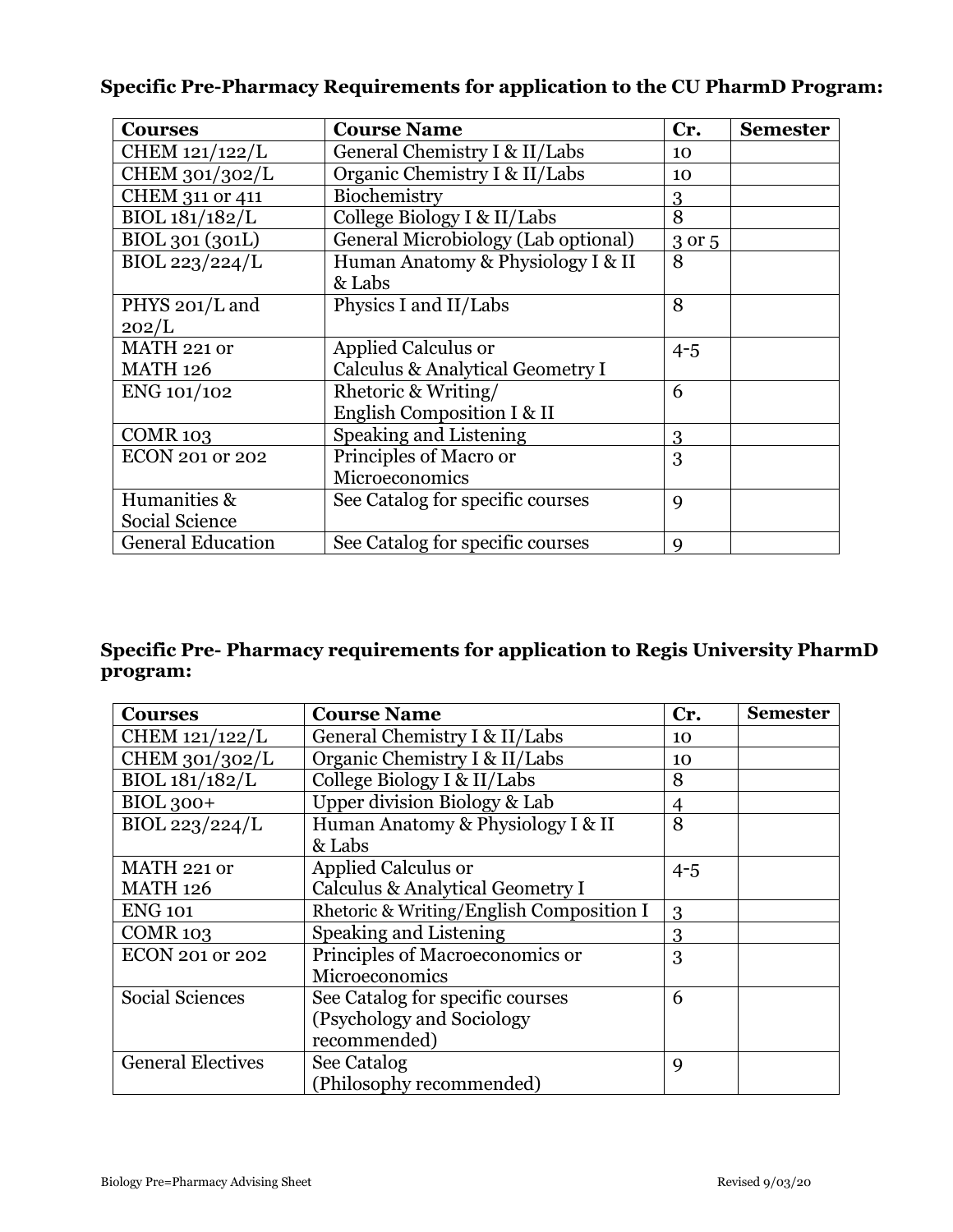**Specific Pre-Pharmacy Requirements for application to the CU PharmD Program:**

| Courses | Course Name | Cr. | Semester |
|---|---|---|---|
| CHEM 121/122/L | General Chemistry I & II/Labs | 10 | |
| CHEM 301/302/L | Organic Chemistry I & II/Labs | 10 | |
| CHEM 311 or 411 | Biochemistry | 3 | |
| BIOL 181/182/L | College Biology I & II/Labs | 8 | |
| BIOL 301 (301L) | General Microbiology (Lab optional) | 3 or 5 | |
| BIOL 223/224/L | Human Anatomy & Physiology I & II & Labs | 8 | |
| PHYS 201/L and 202/L | Physics I and II/Labs | 8 | |
| MATH 221 or MATH 126 | Applied Calculus or Calculus & Analytical Geometry I | 4-5 | |
| ENG 101/102 | Rhetoric & Writing/ English Composition I & II | 6 | |
| COMR 103 | Speaking and Listening | 3 | |
| ECON 201 or 202 | Principles of Macro or Microeconomics | 3 | |
| Humanities & Social Science | See Catalog for specific courses | 9 | |
| General Education | See Catalog for specific courses | 9 | |

**Specific Pre- Pharmacy requirements for application to Regis University PharmD program:**

| Courses | Course Name | Cr. | Semester |
|---|---|---|---|
| CHEM 121/122/L | General Chemistry I & II/Labs | 10 | |
| CHEM 301/302/L | Organic Chemistry I & II/Labs | 10 | |
| BIOL 181/182/L | College Biology I & II/Labs | 8 | |
| BIOL 300+ | Upper division Biology & Lab | 4 | |
| BIOL 223/224/L | Human Anatomy & Physiology I & II & Labs | 8 | |
| MATH 221 or MATH 126 | Applied Calculus or Calculus & Analytical Geometry I | 4-5 | |
| ENG 101 | Rhetoric & Writing/English Composition I | 3 | |
| COMR 103 | Speaking and Listening | 3 | |
| ECON 201 or 202 | Principles of Macroeconomics or Microeconomics | 3 | |
| Social Sciences | See Catalog for specific courses (Psychology and Sociology recommended) | 6 | |
| General Electives | See Catalog (Philosophy recommended) | 9 | |